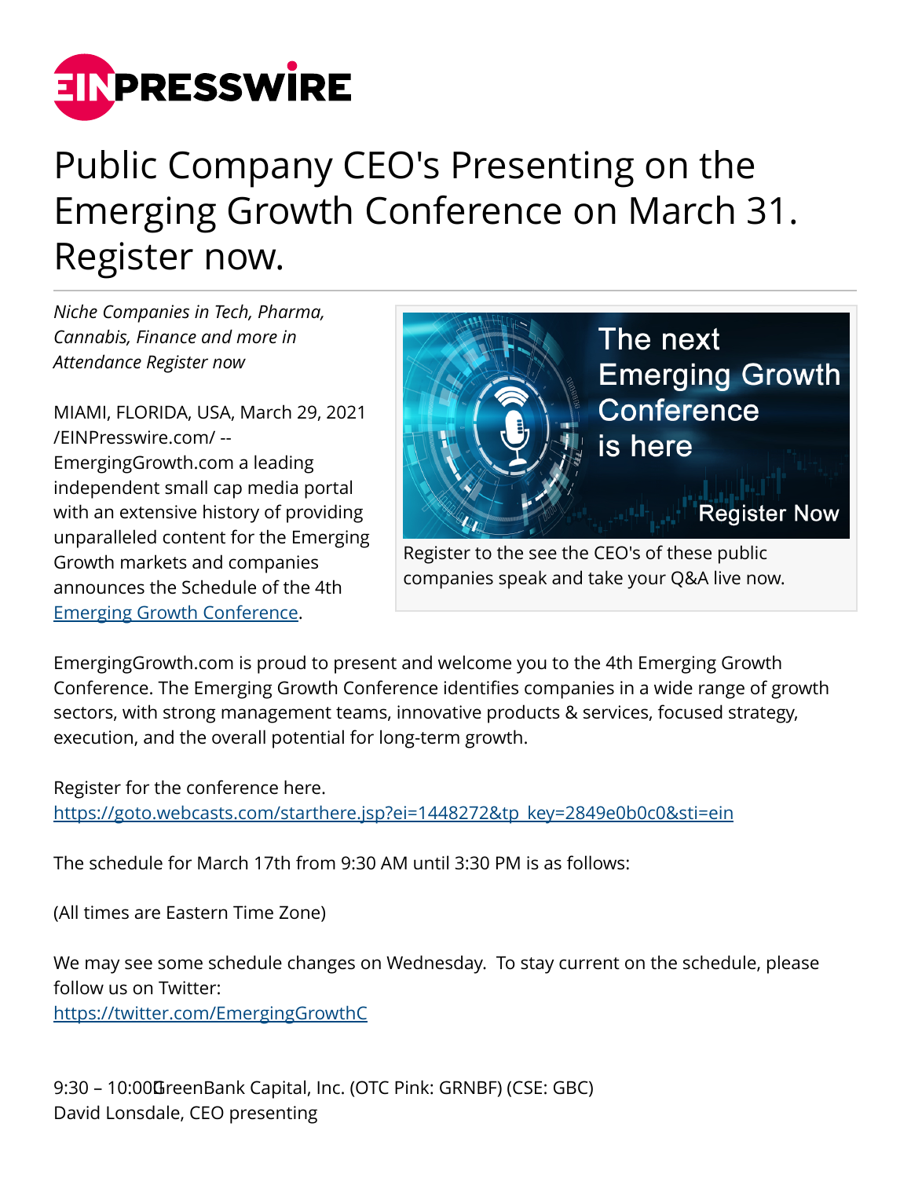# Public Company CEO's Presenting on the Emerging Growth Conference on March 31. Register now.

*Niche Companies in Tech, Pharma, Cannabis, Finance and more in Attendance Register now*

MIAMI, FLORIDA, USA, March 29, 2021 /EINPresswire.com/ -- EmergingGrowth.com a leading independent small cap media portal with an extensive history of providing unparalleled content for the Emerging Growth markets and companies announces the Schedule of the 4th [Emerging Growth Conference](https://goto.webcasts.com/starthere.jsp?ei=1448272&tp_key=2849e0b0c0&sti=ein).

Register to the see the CEO's of these public companies speak and take your Q&A live now.

EmergingGrowth.com is proud to present and welcome you to the 4th Emerging Growth Conference. The Emerging Growth Conference identifies companies in a wide range of growth sectors, with strong management teams, innovative products & services, focused strategy, execution, and the overall potential for long-term growth.

Register for the conference here.
https://goto.webcasts.com/starthere.jsp?ei=1448272&tp_key=2849e0b0c0&sti=ein

The schedule for March 17th from 9:30 AM until 3:30 PM is as follows:

(All times are Eastern Time Zone)

We may see some schedule changes on Wednesday. To stay current on the schedule, please follow us on Twitter:
https://twitter.com/EmergingGrowthC

9:30 – 10:00 GreenBank Capital, Inc. (OTC Pink: GRNBF) (CSE: GBC)
David Lonsdale, CEO presenting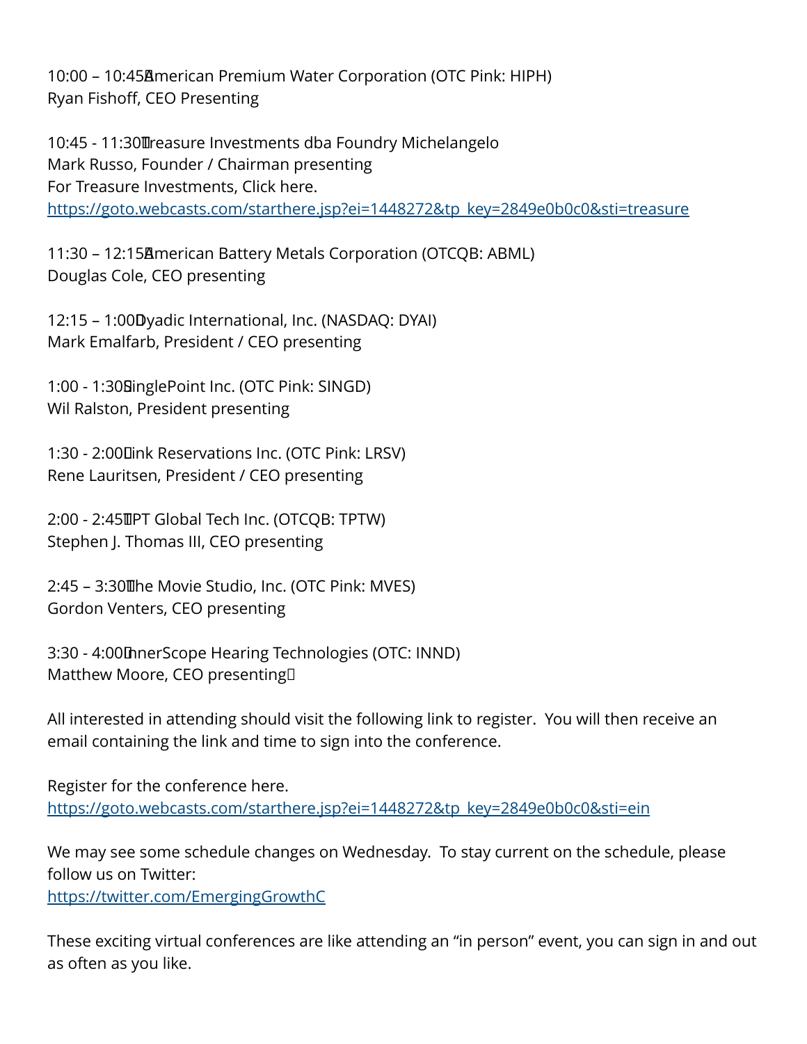10:00 – 10:45 American Premium Water Corporation (OTC Pink: HIPH)
Ryan Fishoff, CEO Presenting

10:45 - 11:30 Treasure Investments dba Foundry Michelangelo
Mark Russo, Founder / Chairman presenting
For Treasure Investments, Click here.
https://goto.webcasts.com/starthere.jsp?ei=1448272&tp_key=2849e0b0c0&sti=treasure

11:30 – 12:15 American Battery Metals Corporation (OTCQB: ABML)
Douglas Cole, CEO presenting

12:15 – 1:00 Dyadic International, Inc. (NASDAQ: DYAI)
Mark Emalfarb, President / CEO presenting

1:00 - 1:30 SinglePoint Inc. (OTC Pink: SINGD)
Wil Ralston, President presenting

1:30 - 2:00 Link Reservations Inc. (OTC Pink: LRSV)
Rene Lauritsen, President / CEO presenting

2:00 - 2:45 TPT Global Tech Inc. (OTCQB: TPTW)
Stephen J. Thomas III, CEO presenting

2:45 – 3:30 The Movie Studio, Inc. (OTC Pink: MVES)
Gordon Venters, CEO presenting

3:30 - 4:00 InnerScope Hearing Technologies (OTC: INND)
Matthew Moore, CEO presenting

All interested in attending should visit the following link to register. You will then receive an email containing the link and time to sign into the conference.

Register for the conference here.
https://goto.webcasts.com/starthere.jsp?ei=1448272&tp_key=2849e0b0c0&sti=ein

We may see some schedule changes on Wednesday. To stay current on the schedule, please follow us on Twitter:
https://twitter.com/EmergingGrowthC

These exciting virtual conferences are like attending an "in person" event, you can sign in and out as often as you like.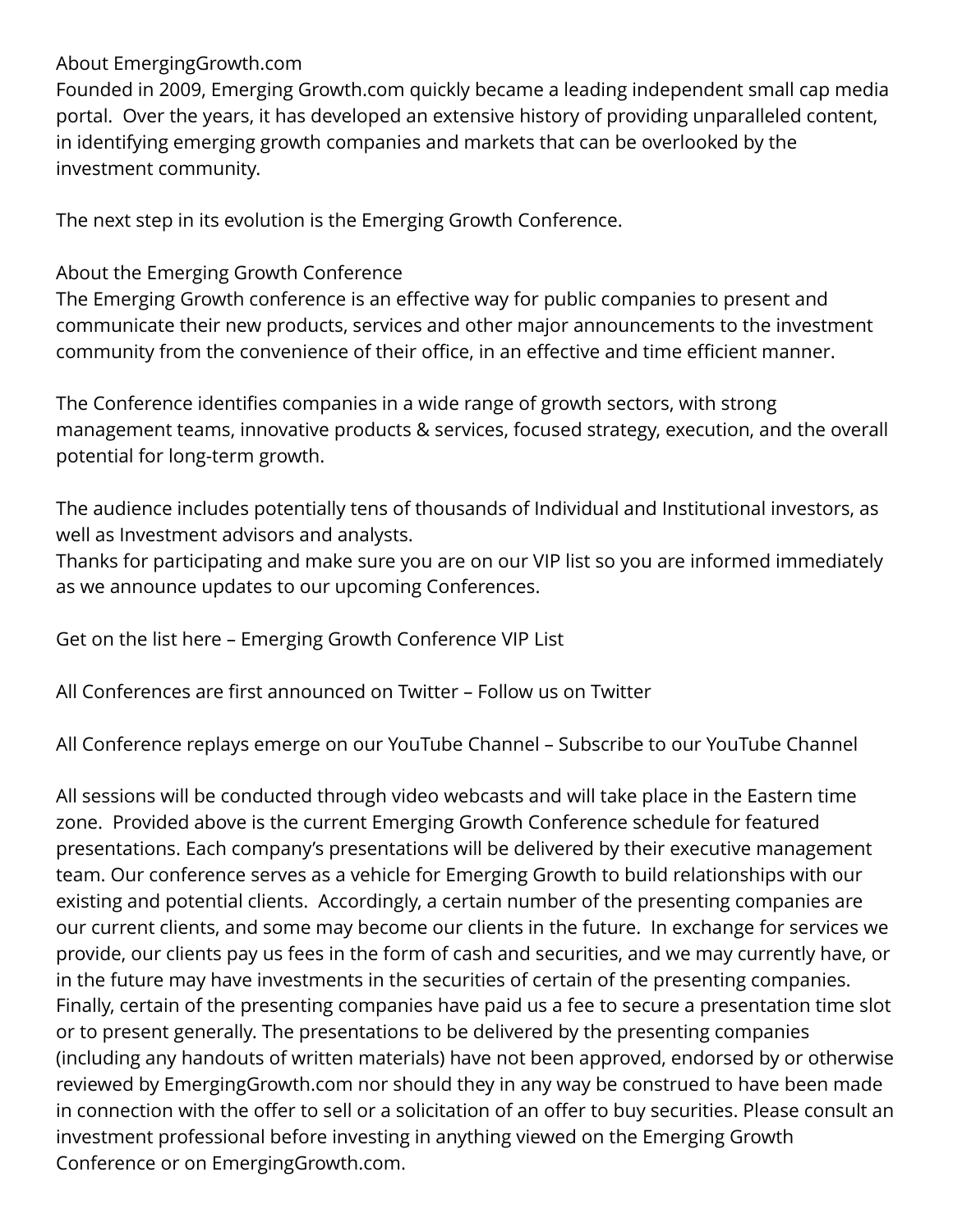## About EmergingGrowth.com

Founded in 2009, Emerging Growth.com quickly became a leading independent small cap media portal. Over the years, it has developed an extensive history of providing unparalleled content, in identifying emerging growth companies and markets that can be overlooked by the investment community.

The next step in its evolution is the Emerging Growth Conference.

## About the Emerging Growth Conference

The Emerging Growth conference is an effective way for public companies to present and communicate their new products, services and other major announcements to the investment community from the convenience of their office, in an effective and time efficient manner.

The Conference identifies companies in a wide range of growth sectors, with strong management teams, innovative products & services, focused strategy, execution, and the overall potential for long-term growth.

The audience includes potentially tens of thousands of Individual and Institutional investors, as well as Investment advisors and analysts.
Thanks for participating and make sure you are on our VIP list so you are informed immediately as we announce updates to our upcoming Conferences.

Get on the list here – Emerging Growth Conference VIP List

All Conferences are first announced on Twitter – Follow us on Twitter

All Conference replays emerge on our YouTube Channel – Subscribe to our YouTube Channel

All sessions will be conducted through video webcasts and will take place in the Eastern time zone. Provided above is the current Emerging Growth Conference schedule for featured presentations. Each company's presentations will be delivered by their executive management team. Our conference serves as a vehicle for Emerging Growth to build relationships with our existing and potential clients. Accordingly, a certain number of the presenting companies are our current clients, and some may become our clients in the future. In exchange for services we provide, our clients pay us fees in the form of cash and securities, and we may currently have, or in the future may have investments in the securities of certain of the presenting companies. Finally, certain of the presenting companies have paid us a fee to secure a presentation time slot or to present generally. The presentations to be delivered by the presenting companies (including any handouts of written materials) have not been approved, endorsed by or otherwise reviewed by EmergingGrowth.com nor should they in any way be construed to have been made in connection with the offer to sell or a solicitation of an offer to buy securities. Please consult an investment professional before investing in anything viewed on the Emerging Growth Conference or on EmergingGrowth.com.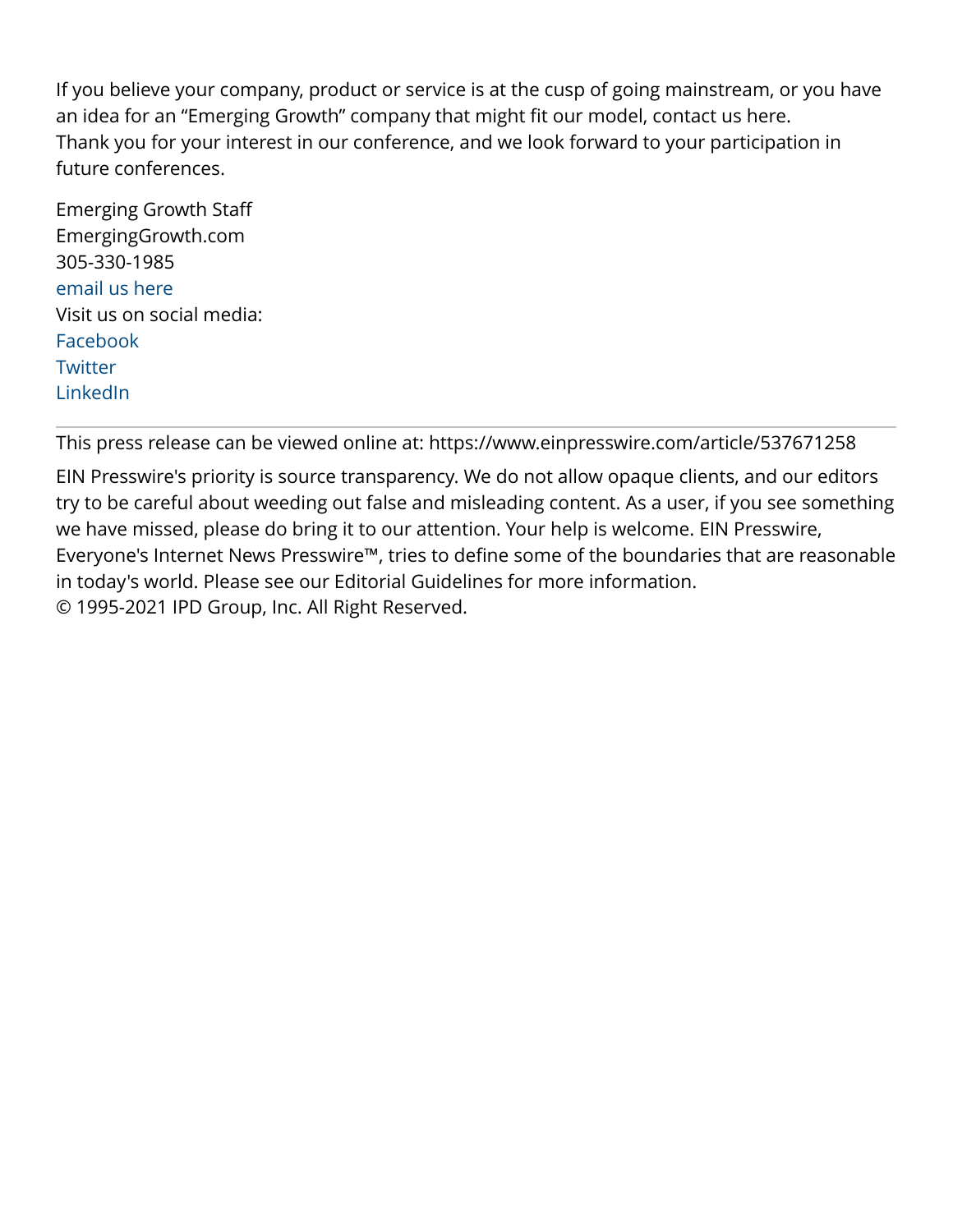If you believe your company, product or service is at the cusp of going mainstream, or you have an idea for an "Emerging Growth" company that might fit our model, contact us here.
Thank you for your interest in our conference, and we look forward to your participation in future conferences.

Emerging Growth Staff
EmergingGrowth.com
305-330-1985
email us here
Visit us on social media:
Facebook
Twitter
LinkedIn

---

This press release can be viewed online at: https://www.einpresswire.com/article/537671258

EIN Presswire's priority is source transparency. We do not allow opaque clients, and our editors try to be careful about weeding out false and misleading content. As a user, if you see something we have missed, please do bring it to our attention. Your help is welcome. EIN Presswire, Everyone's Internet News Presswire™, tries to define some of the boundaries that are reasonable in today's world. Please see our Editorial Guidelines for more information.
© 1995-2021 IPD Group, Inc. All Right Reserved.